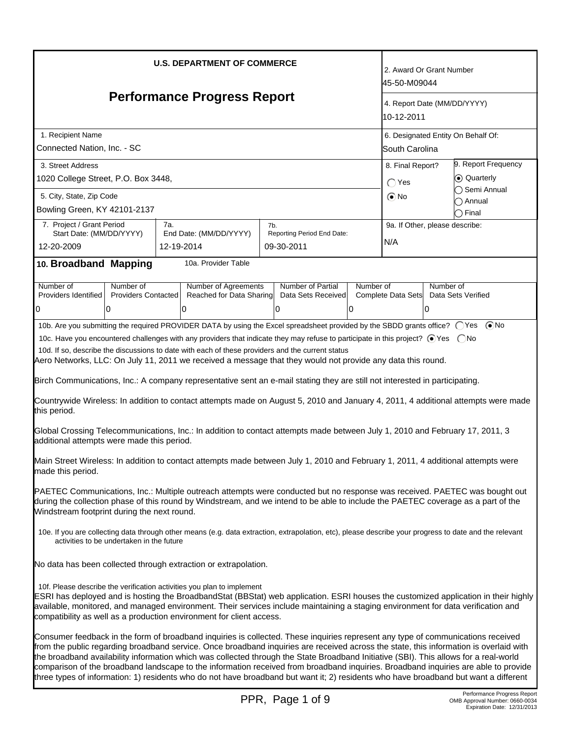**U.S. DEPARTMENT OF COMMERCE**

# Performance Progress Report

| | |
|---|---|
| 2. Award Or Grant Number | 45-50-M09044 |
| 4. Report Date (MM/DD/YYYY) | 10-12-2011 |
| 1. Recipient Name | Connected Nation, Inc. - SC |
| 6. Designated Entity On Behalf Of: | South Carolina |
| 3. Street Address | 1020 College Street, P.O. Box 3448, |
| 5. City, State, Zip Code | Bowling Green, KY 42101-2137 |
| 8. Final Report? | ( ) Yes (•) No |
| 9. Report Frequency | (•) Quarterly ( ) Semi Annual ( ) Annual ( ) Final |
| 7. Project / Grant Period Start Date: (MM/DD/YYYY) | 12-20-2009 |
| 7a. End Date: (MM/DD/YYYY) | 12-19-2014 |
| 7b. Reporting Period End Date: | 09-30-2011 |
| 9a. If Other, please describe: | N/A |

## 10. Broadband Mapping

10a. Provider Table

| Number of Providers Identified | Number of Providers Contacted | Number of Agreements Reached for Data Sharing | Number of Partial Data Sets Received | Number of Complete Data Sets | Number of Data Sets Verified |
|---|---|---|---|---|---|
| 0 | 0 | 0 | 0 | 0 | 0 |

10b. Are you submitting the required PROVIDER DATA by using the Excel spreadsheet provided by the SBDD grants office? ( ) Yes (•) No

10c. Have you encountered challenges with any providers that indicate they may refuse to participate in this project? (•) Yes ( ) No

10d. If so, describe the discussions to date with each of these providers and the current status

Aero Networks, LLC: On July 11, 2011 we received a message that they would not provide any data this round.

Birch Communications, Inc.: A company representative sent an e-mail stating they are still not interested in participating.

Countrywide Wireless: In addition to contact attempts made on August 5, 2010 and January 4, 2011, 4 additional attempts were made this period.

Global Crossing Telecommunications, Inc.: In addition to contact attempts made between July 1, 2010 and February 17, 2011, 3 additional attempts were made this period.

Main Street Wireless: In addition to contact attempts made between July 1, 2010 and February 1, 2011, 4 additional attempts were made this period.

PAETEC Communications, Inc.: Multiple outreach attempts were conducted but no response was received. PAETEC was bought out during the collection phase of this round by Windstream, and we intend to be able to include the PAETEC coverage as a part of the Windstream footprint during the next round.

10e. If you are collecting data through other means (e.g. data extraction, extrapolation, etc), please describe your progress to date and the relevant activities to be undertaken in the future

No data has been collected through extraction or extrapolation.

10f. Please describe the verification activities you plan to implement

ESRI has deployed and is hosting the BroadbandStat (BBStat) web application. ESRI houses the customized application in their highly available, monitored, and managed environment. Their services include maintaining a staging environment for data verification and compatibility as well as a production environment for client access.

Consumer feedback in the form of broadband inquiries is collected. These inquiries represent any type of communications received from the public regarding broadband service. Once broadband inquiries are received across the state, this information is overlaid with the broadband availability information which was collected through the State Broadband Initiative (SBI). This allows for a real-world comparison of the broadband landscape to the information received from broadband inquiries. Broadband inquiries are able to provide three types of information: 1) residents who do not have broadband but want it; 2) residents who have broadband but want a different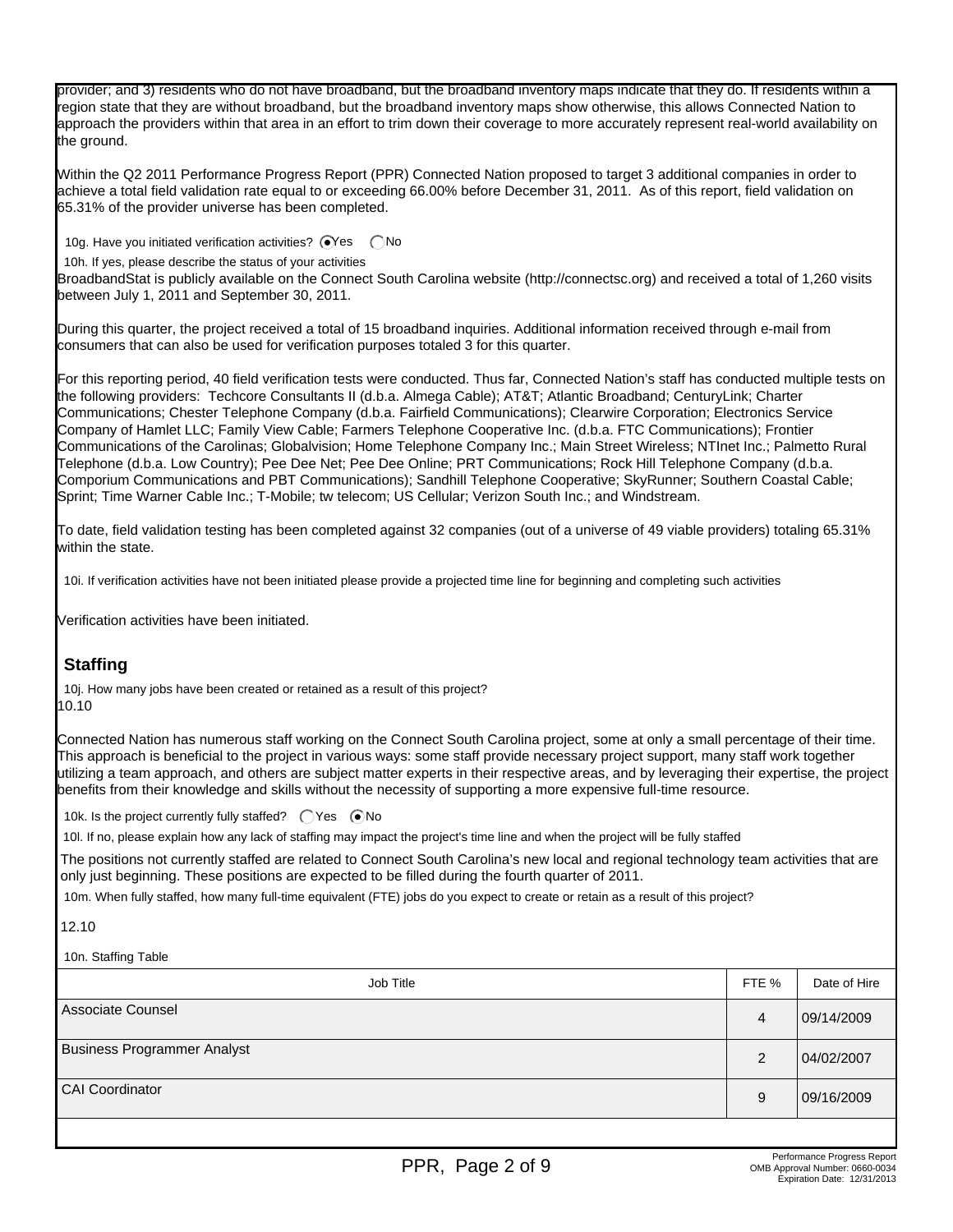provider; and 3) residents who do not have broadband, but the broadband inventory maps indicate that they do. If residents within a region state that they are without broadband, but the broadband inventory maps show otherwise, this allows Connected Nation to approach the providers within that area in an effort to trim down their coverage to more accurately represent real-world availability on the ground.

Within the Q2 2011 Performance Progress Report (PPR) Connected Nation proposed to target 3 additional companies in order to achieve a total field validation rate equal to or exceeding 66.00% before December 31, 2011. As of this report, field validation on 65.31% of the provider universe has been completed.

10g. Have you initiated verification activities? (●) Yes ( ) No

10h. If yes, please describe the status of your activities

BroadbandStat is publicly available on the Connect South Carolina website (http://connectsc.org) and received a total of 1,260 visits between July 1, 2011 and September 30, 2011.

During this quarter, the project received a total of 15 broadband inquiries. Additional information received through e-mail from consumers that can also be used for verification purposes totaled 3 for this quarter.

For this reporting period, 40 field verification tests were conducted. Thus far, Connected Nation's staff has conducted multiple tests on the following providers: Techcore Consultants II (d.b.a. Almega Cable); AT&T; Atlantic Broadband; CenturyLink; Charter Communications; Chester Telephone Company (d.b.a. Fairfield Communications); Clearwire Corporation; Electronics Service Company of Hamlet LLC; Family View Cable; Farmers Telephone Cooperative Inc. (d.b.a. FTC Communications); Frontier Communications of the Carolinas; Globalvision; Home Telephone Company Inc.; Main Street Wireless; NTInet Inc.; Palmetto Rural Telephone (d.b.a. Low Country); Pee Dee Net; Pee Dee Online; PRT Communications; Rock Hill Telephone Company (d.b.a. Comporium Communications and PBT Communications); Sandhill Telephone Cooperative; SkyRunner; Southern Coastal Cable; Sprint; Time Warner Cable Inc.; T-Mobile; tw telecom; US Cellular; Verizon South Inc.; and Windstream.

To date, field validation testing has been completed against 32 companies (out of a universe of 49 viable providers) totaling 65.31% within the state.

10i. If verification activities have not been initiated please provide a projected time line for beginning and completing such activities

Verification activities have been initiated.

## Staffing

10j. How many jobs have been created or retained as a result of this project?

10.10

Connected Nation has numerous staff working on the Connect South Carolina project, some at only a small percentage of their time. This approach is beneficial to the project in various ways: some staff provide necessary project support, many staff work together utilizing a team approach, and others are subject matter experts in their respective areas, and by leveraging their expertise, the project benefits from their knowledge and skills without the necessity of supporting a more expensive full-time resource.

10k. Is the project currently fully staffed? ( ) Yes (●) No

10l. If no, please explain how any lack of staffing may impact the project's time line and when the project will be fully staffed

The positions not currently staffed are related to Connect South Carolina's new local and regional technology team activities that are only just beginning. These positions are expected to be filled during the fourth quarter of 2011.

10m. When fully staffed, how many full-time equivalent (FTE) jobs do you expect to create or retain as a result of this project?

12.10

10n. Staffing Table

| Job Title | FTE % | Date of Hire |
|---|---|---|
| Associate Counsel | 4 | 09/14/2009 |
| Business Programmer Analyst | 2 | 04/02/2007 |
| CAI Coordinator | 9 | 09/16/2009 |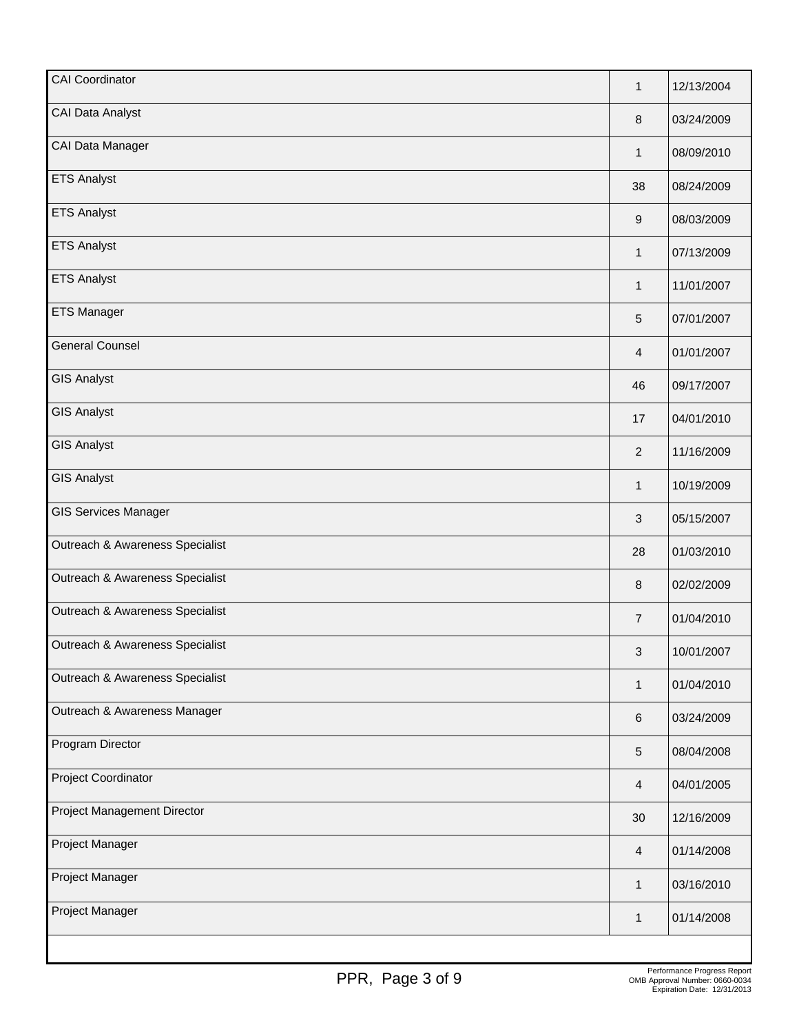| | | |
|---|---|---|
| CAI Coordinator | 1 | 12/13/2004 |
| CAI Data Analyst | 8 | 03/24/2009 |
| CAI Data Manager | 1 | 08/09/2010 |
| ETS Analyst | 38 | 08/24/2009 |
| ETS Analyst | 9 | 08/03/2009 |
| ETS Analyst | 1 | 07/13/2009 |
| ETS Analyst | 1 | 11/01/2007 |
| ETS Manager | 5 | 07/01/2007 |
| General Counsel | 4 | 01/01/2007 |
| GIS Analyst | 46 | 09/17/2007 |
| GIS Analyst | 17 | 04/01/2010 |
| GIS Analyst | 2 | 11/16/2009 |
| GIS Analyst | 1 | 10/19/2009 |
| GIS Services Manager | 3 | 05/15/2007 |
| Outreach & Awareness Specialist | 28 | 01/03/2010 |
| Outreach & Awareness Specialist | 8 | 02/02/2009 |
| Outreach & Awareness Specialist | 7 | 01/04/2010 |
| Outreach & Awareness Specialist | 3 | 10/01/2007 |
| Outreach & Awareness Specialist | 1 | 01/04/2010 |
| Outreach & Awareness Manager | 6 | 03/24/2009 |
| Program Director | 5 | 08/04/2008 |
| Project Coordinator | 4 | 04/01/2005 |
| Project Management Director | 30 | 12/16/2009 |
| Project Manager | 4 | 01/14/2008 |
| Project Manager | 1 | 03/16/2010 |
| Project Manager | 1 | 01/14/2008 |

Performance Progress Report
OMB Approval Number: 0660-0034
Expiration Date: 12/31/2013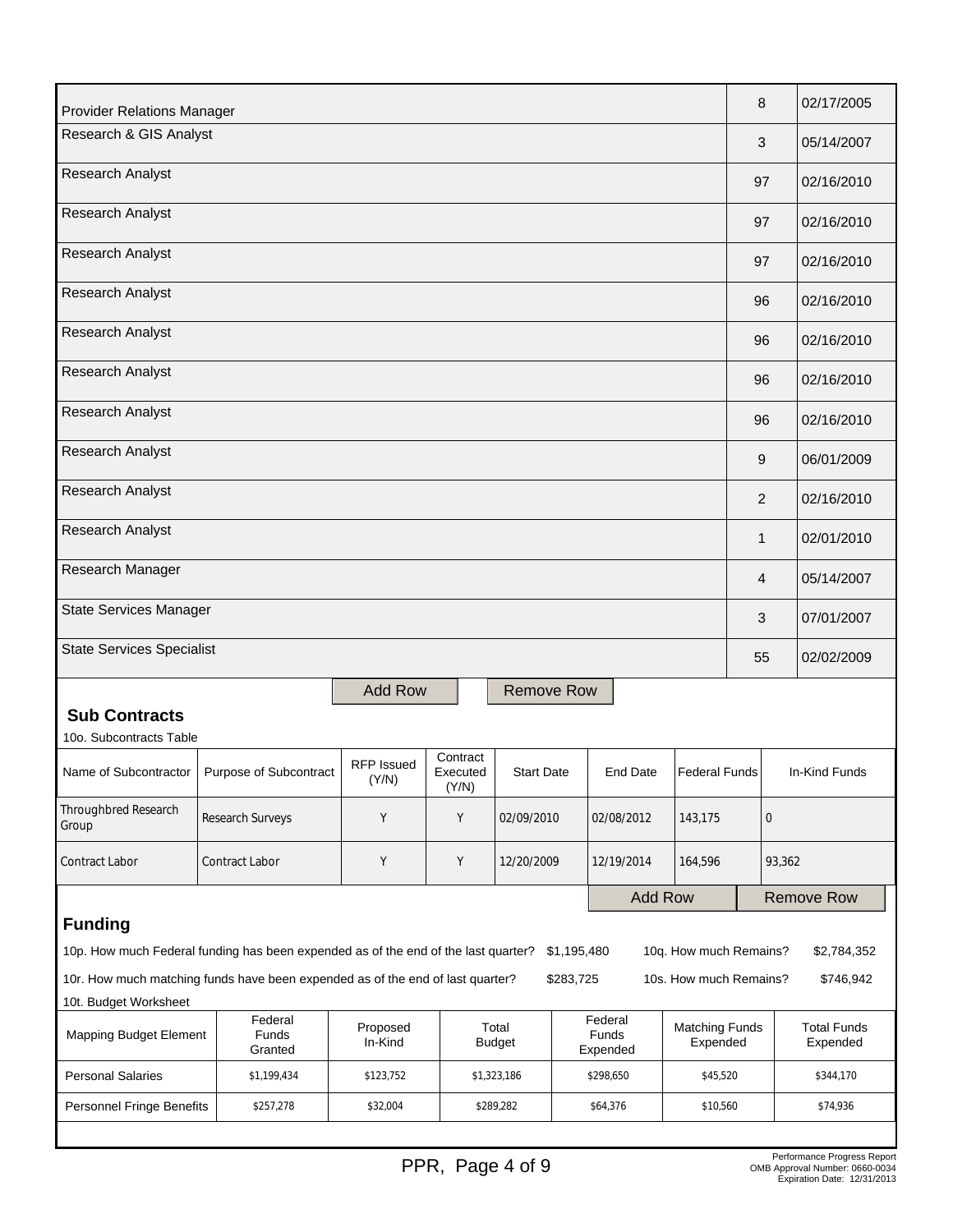| | | |
|---|---|---|
| Provider Relations Manager | 8 | 02/17/2005 |
| Research & GIS Analyst | 3 | 05/14/2007 |
| Research Analyst | 97 | 02/16/2010 |
| Research Analyst | 97 | 02/16/2010 |
| Research Analyst | 97 | 02/16/2010 |
| Research Analyst | 96 | 02/16/2010 |
| Research Analyst | 96 | 02/16/2010 |
| Research Analyst | 96 | 02/16/2010 |
| Research Analyst | 96 | 02/16/2010 |
| Research Analyst | 9 | 06/01/2009 |
| Research Analyst | 2 | 02/16/2010 |
| Research Analyst | 1 | 02/01/2010 |
| Research Manager | 4 | 05/14/2007 |
| State Services Manager | 3 | 07/01/2007 |
| State Services Specialist | 55 | 02/02/2009 |

Add Row    Remove Row

## Sub Contracts

10o. Subcontracts Table

| Name of Subcontractor | Purpose of Subcontract | RFP Issued (Y/N) | Contract Executed (Y/N) | Start Date | End Date | Federal Funds | In-Kind Funds |
|---|---|---|---|---|---|---|---|
| Throughbred Research Group | Research Surveys | Y | Y | 02/09/2010 | 02/08/2012 | 143,175 | 0 |
| Contract Labor | Contract Labor | Y | Y | 12/20/2009 | 12/19/2014 | 164,596 | 93,362 |

Add Row    Remove Row

## Funding

10p. How much Federal funding has been expended as of the end of the last quarter? $1,195,480    10q. How much Remains? $2,784,352

10r. How much matching funds have been expended as of the end of last quarter? $283,725    10s. How much Remains? $746,942

10t. Budget Worksheet

| Mapping Budget Element | Federal Funds Granted | Proposed In-Kind | Total Budget | Federal Funds Expended | Matching Funds Expended | Total Funds Expended |
|---|---|---|---|---|---|---|
| Personal Salaries | $1,199,434 | $123,752 | $1,323,186 | $298,650 | $45,520 | $344,170 |
| Personnel Fringe Benefits | $257,278 | $32,004 | $289,282 | $64,376 | $10,560 | $74,936 |

Performance Progress Report
OMB Approval Number: 0660-0034
Expiration Date: 12/31/2013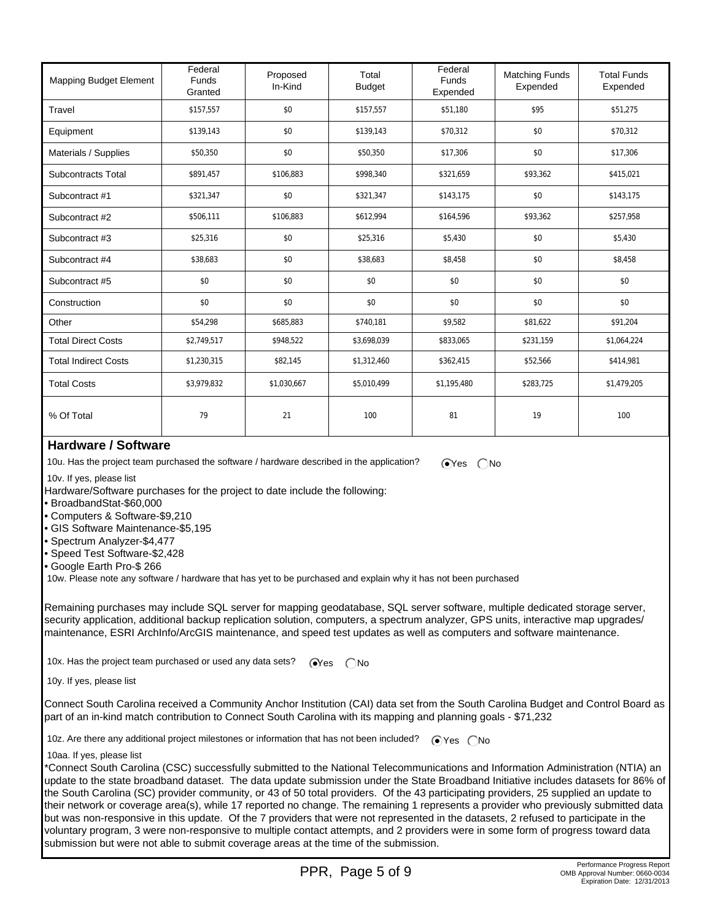| Mapping Budget Element | Federal Funds Granted | Proposed In-Kind | Total Budget | Federal Funds Expended | Matching Funds Expended | Total Funds Expended |
|---|---|---|---|---|---|---|
| Travel | $157,557 | $0 | $157,557 | $51,180 | $95 | $51,275 |
| Equipment | $139,143 | $0 | $139,143 | $70,312 | $0 | $70,312 |
| Materials / Supplies | $50,350 | $0 | $50,350 | $17,306 | $0 | $17,306 |
| Subcontracts Total | $891,457 | $106,883 | $998,340 | $321,659 | $93,362 | $415,021 |
| Subcontract #1 | $321,347 | $0 | $321,347 | $143,175 | $0 | $143,175 |
| Subcontract #2 | $506,111 | $106,883 | $612,994 | $164,596 | $93,362 | $257,958 |
| Subcontract #3 | $25,316 | $0 | $25,316 | $5,430 | $0 | $5,430 |
| Subcontract #4 | $38,683 | $0 | $38,683 | $8,458 | $0 | $8,458 |
| Subcontract #5 | $0 | $0 | $0 | $0 | $0 | $0 |
| Construction | $0 | $0 | $0 | $0 | $0 | $0 |
| Other | $54,298 | $685,883 | $740,181 | $9,582 | $81,622 | $91,204 |
| Total Direct Costs | $2,749,517 | $948,522 | $3,698,039 | $833,065 | $231,159 | $1,064,224 |
| Total Indirect Costs | $1,230,315 | $82,145 | $1,312,460 | $362,415 | $52,566 | $414,981 |
| Total Costs | $3,979,832 | $1,030,667 | $5,010,499 | $1,195,480 | $283,725 | $1,479,205 |
| % Of Total | 79 | 21 | 100 | 81 | 19 | 100 |

## Hardware / Software

10u. Has the project team purchased the software / hardware described in the application? (•) Yes ( ) No

10v. If yes, please list

Hardware/Software purchases for the project to date include the following:

- BroadbandStat-$60,000
- Computers & Software-$9,210
- GIS Software Maintenance-$5,195
- Spectrum Analyzer-$4,477
- Speed Test Software-$2,428
- Google Earth Pro-$ 266

10w. Please note any software / hardware that has yet to be purchased and explain why it has not been purchased

Remaining purchases may include SQL server for mapping geodatabase, SQL server software, multiple dedicated storage server, security application, additional backup replication solution, computers, a spectrum analyzer, GPS units, interactive map upgrades/ maintenance, ESRI ArchInfo/ArcGIS maintenance, and speed test updates as well as computers and software maintenance.

10x. Has the project team purchased or used any data sets? (•) Yes ( ) No

10y. If yes, please list

Connect South Carolina received a Community Anchor Institution (CAI) data set from the South Carolina Budget and Control Board as part of an in-kind match contribution to Connect South Carolina with its mapping and planning goals - $71,232

10z. Are there any additional project milestones or information that has not been included? (•) Yes ( ) No

10aa. If yes, please list

*Connect South Carolina (CSC) successfully submitted to the National Telecommunications and Information Administration (NTIA) an update to the state broadband dataset. The data update submission under the State Broadband Initiative includes datasets for 86% of the South Carolina (SC) provider community, or 43 of 50 total providers. Of the 43 participating providers, 25 supplied an update to their network or coverage area(s), while 17 reported no change. The remaining 1 represents a provider who previously submitted data but was non-responsive in this update. Of the 7 providers that were not represented in the datasets, 2 refused to participate in the voluntary program, 3 were non-responsive to multiple contact attempts, and 2 providers were in some form of progress toward data submission but were not able to submit coverage areas at the time of the submission.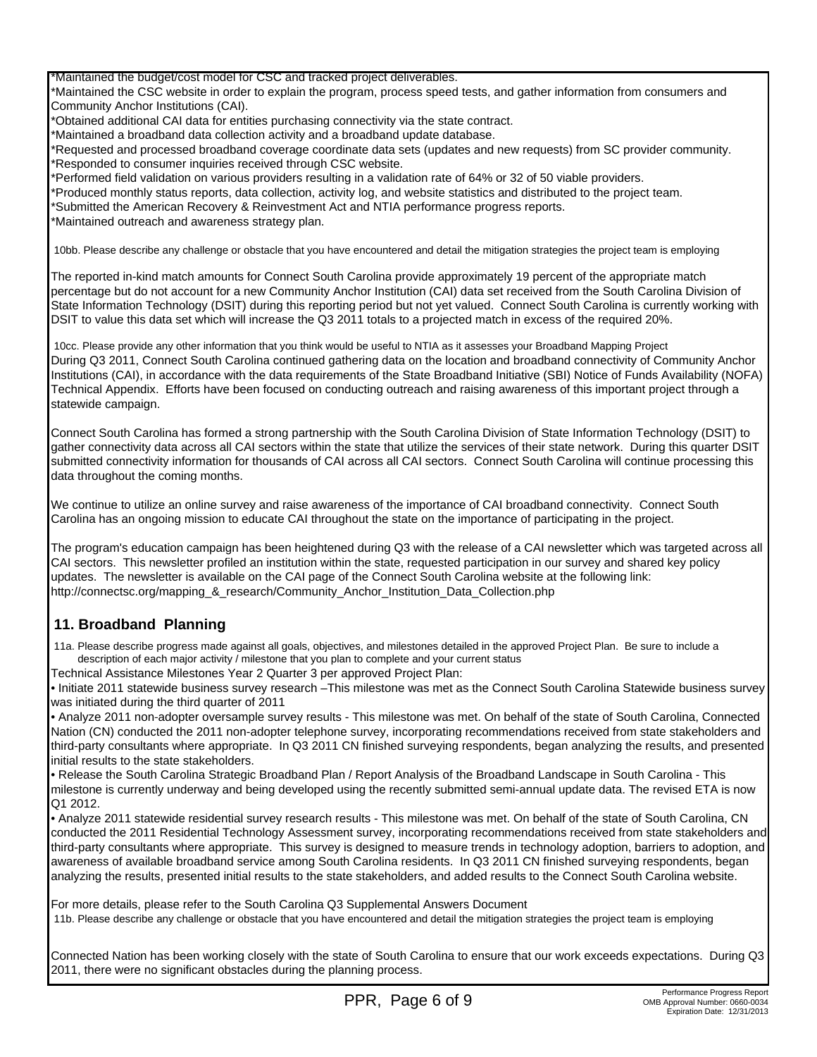*Maintained the budget/cost model for CSC and tracked project deliverables.
*Maintained the CSC website in order to explain the program, process speed tests, and gather information from consumers and Community Anchor Institutions (CAI).
*Obtained additional CAI data for entities purchasing connectivity via the state contract.
*Maintained a broadband data collection activity and a broadband update database.
*Requested and processed broadband coverage coordinate data sets (updates and new requests) from SC provider community.
*Responded to consumer inquiries received through CSC website.
*Performed field validation on various providers resulting in a validation rate of 64% or 32 of 50 viable providers.
*Produced monthly status reports, data collection, activity log, and website statistics and distributed to the project team.
*Submitted the American Recovery & Reinvestment Act and NTIA performance progress reports.
*Maintained outreach and awareness strategy plan.

10bb. Please describe any challenge or obstacle that you have encountered and detail the mitigation strategies the project team is employing

The reported in-kind match amounts for Connect South Carolina provide approximately 19 percent of the appropriate match percentage but do not account for a new Community Anchor Institution (CAI) data set received from the South Carolina Division of State Information Technology (DSIT) during this reporting period but not yet valued. Connect South Carolina is currently working with DSIT to value this data set which will increase the Q3 2011 totals to a projected match in excess of the required 20%.

10cc. Please provide any other information that you think would be useful to NTIA as it assesses your Broadband Mapping Project

During Q3 2011, Connect South Carolina continued gathering data on the location and broadband connectivity of Community Anchor Institutions (CAI), in accordance with the data requirements of the State Broadband Initiative (SBI) Notice of Funds Availability (NOFA) Technical Appendix. Efforts have been focused on conducting outreach and raising awareness of this important project through a statewide campaign.

Connect South Carolina has formed a strong partnership with the South Carolina Division of State Information Technology (DSIT) to gather connectivity data across all CAI sectors within the state that utilize the services of their state network. During this quarter DSIT submitted connectivity information for thousands of CAI across all CAI sectors. Connect South Carolina will continue processing this data throughout the coming months.

We continue to utilize an online survey and raise awareness of the importance of CAI broadband connectivity. Connect South Carolina has an ongoing mission to educate CAI throughout the state on the importance of participating in the project.

The program's education campaign has been heightened during Q3 with the release of a CAI newsletter which was targeted across all CAI sectors. This newsletter profiled an institution within the state, requested participation in our survey and shared key policy updates. The newsletter is available on the CAI page of the Connect South Carolina website at the following link:
http://connectsc.org/mapping_&_research/Community_Anchor_Institution_Data_Collection.php

## 11. Broadband Planning

11a. Please describe progress made against all goals, objectives, and milestones detailed in the approved Project Plan. Be sure to include a description of each major activity / milestone that you plan to complete and your current status

Technical Assistance Milestones Year 2 Quarter 3 per approved Project Plan:

- Initiate 2011 statewide business survey research –This milestone was met as the Connect South Carolina Statewide business survey was initiated during the third quarter of 2011
- Analyze 2011 non-adopter oversample survey results - This milestone was met. On behalf of the state of South Carolina, Connected Nation (CN) conducted the 2011 non-adopter telephone survey, incorporating recommendations received from state stakeholders and third-party consultants where appropriate. In Q3 2011 CN finished surveying respondents, began analyzing the results, and presented initial results to the state stakeholders.
- Release the South Carolina Strategic Broadband Plan / Report Analysis of the Broadband Landscape in South Carolina - This milestone is currently underway and being developed using the recently submitted semi-annual update data. The revised ETA is now Q1 2012.
- Analyze 2011 statewide residential survey research results - This milestone was met. On behalf of the state of South Carolina, CN conducted the 2011 Residential Technology Assessment survey, incorporating recommendations received from state stakeholders and third-party consultants where appropriate. This survey is designed to measure trends in technology adoption, barriers to adoption, and awareness of available broadband service among South Carolina residents. In Q3 2011 CN finished surveying respondents, began analyzing the results, presented initial results to the state stakeholders, and added results to the Connect South Carolina website.

For more details, please refer to the South Carolina Q3 Supplemental Answers Document

11b. Please describe any challenge or obstacle that you have encountered and detail the mitigation strategies the project team is employing

Connected Nation has been working closely with the state of South Carolina to ensure that our work exceeds expectations. During Q3 2011, there were no significant obstacles during the planning process.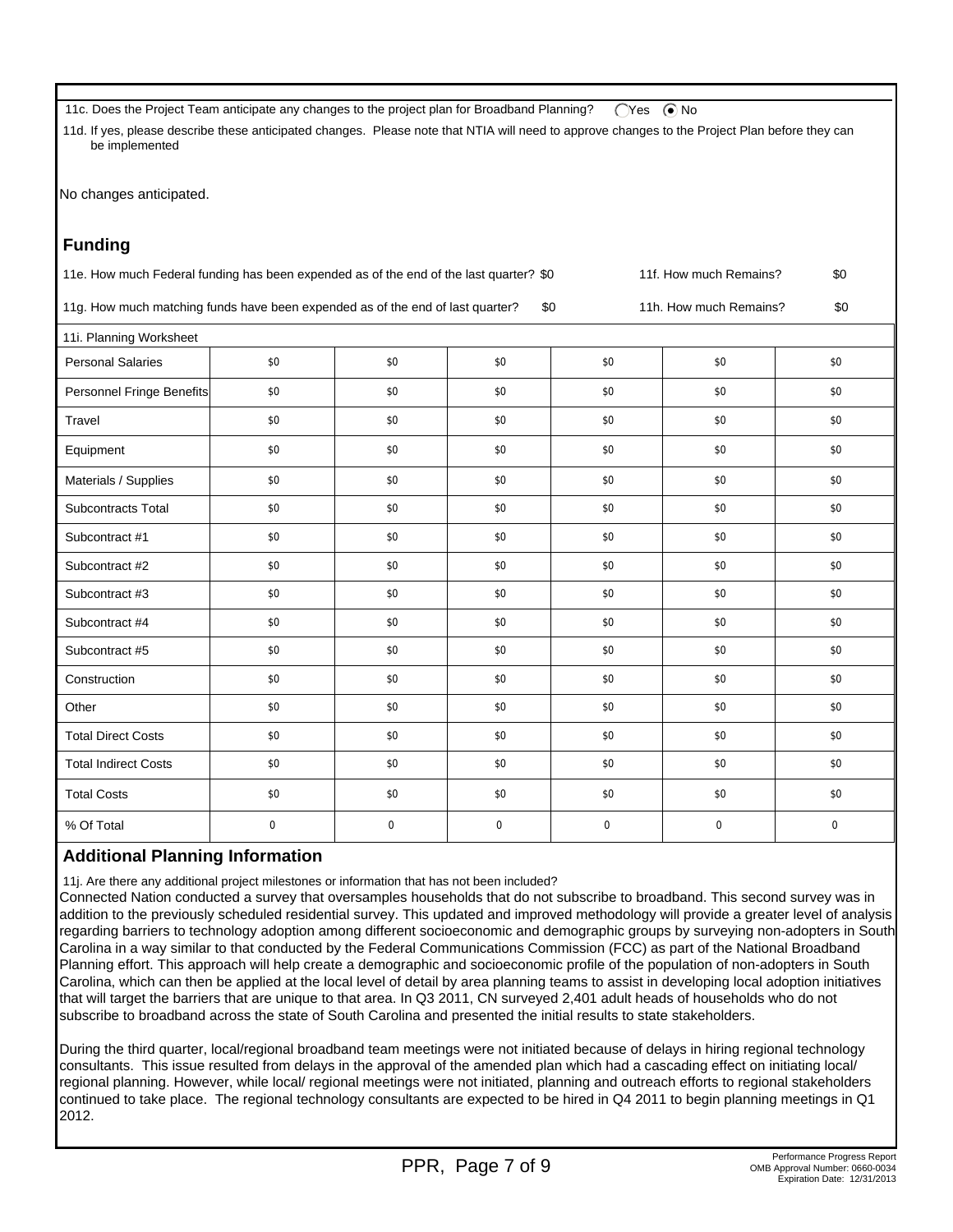11c. Does the Project Team anticipate any changes to the project plan for Broadband Planning? ◯ Yes ◉ No

11d. If yes, please describe these anticipated changes. Please note that NTIA will need to approve changes to the Project Plan before they can be implemented

No changes anticipated.

## Funding

11e. How much Federal funding has been expended as of the end of the last quarter? $0 11f. How much Remains? $0

11g. How much matching funds have been expended as of the end of last quarter? $0 11h. How much Remains? $0

| 11i. Planning Worksheet | | | | | | |
|---|---|---|---|---|---|---|
| Personal Salaries | $0 | $0 | $0 | $0 | $0 | $0 |
| Personnel Fringe Benefits | $0 | $0 | $0 | $0 | $0 | $0 |
| Travel | $0 | $0 | $0 | $0 | $0 | $0 |
| Equipment | $0 | $0 | $0 | $0 | $0 | $0 |
| Materials / Supplies | $0 | $0 | $0 | $0 | $0 | $0 |
| Subcontracts Total | $0 | $0 | $0 | $0 | $0 | $0 |
| Subcontract #1 | $0 | $0 | $0 | $0 | $0 | $0 |
| Subcontract #2 | $0 | $0 | $0 | $0 | $0 | $0 |
| Subcontract #3 | $0 | $0 | $0 | $0 | $0 | $0 |
| Subcontract #4 | $0 | $0 | $0 | $0 | $0 | $0 |
| Subcontract #5 | $0 | $0 | $0 | $0 | $0 | $0 |
| Construction | $0 | $0 | $0 | $0 | $0 | $0 |
| Other | $0 | $0 | $0 | $0 | $0 | $0 |
| Total Direct Costs | $0 | $0 | $0 | $0 | $0 | $0 |
| Total Indirect Costs | $0 | $0 | $0 | $0 | $0 | $0 |
| Total Costs | $0 | $0 | $0 | $0 | $0 | $0 |
| % Of Total | 0 | 0 | 0 | 0 | 0 | 0 |

## Additional Planning Information

11j. Are there any additional project milestones or information that has not been included?

Connected Nation conducted a survey that oversamples households that do not subscribe to broadband. This second survey was in addition to the previously scheduled residential survey. This updated and improved methodology will provide a greater level of analysis regarding barriers to technology adoption among different socioeconomic and demographic groups by surveying non-adopters in South Carolina in a way similar to that conducted by the Federal Communications Commission (FCC) as part of the National Broadband Planning effort. This approach will help create a demographic and socioeconomic profile of the population of non-adopters in South Carolina, which can then be applied at the local level of detail by area planning teams to assist in developing local adoption initiatives that will target the barriers that are unique to that area. In Q3 2011, CN surveyed 2,401 adult heads of households who do not subscribe to broadband across the state of South Carolina and presented the initial results to state stakeholders.

During the third quarter, local/regional broadband team meetings were not initiated because of delays in hiring regional technology consultants. This issue resulted from delays in the approval of the amended plan which had a cascading effect on initiating local/ regional planning. However, while local/ regional meetings were not initiated, planning and outreach efforts to regional stakeholders continued to take place. The regional technology consultants are expected to be hired in Q4 2011 to begin planning meetings in Q1 2012.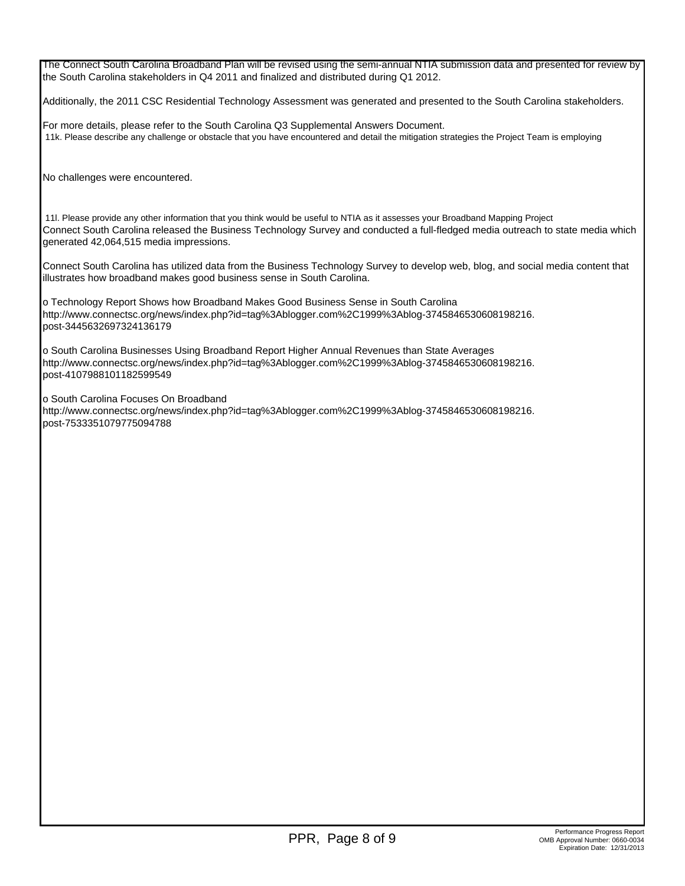The Connect South Carolina Broadband Plan will be revised using the semi-annual NTIA submission data and presented for review by the South Carolina stakeholders in Q4 2011 and finalized and distributed during Q1 2012.

Additionally, the 2011 CSC Residential Technology Assessment was generated and presented to the South Carolina stakeholders.

For more details, please refer to the South Carolina Q3 Supplemental Answers Document.

11k. Please describe any challenge or obstacle that you have encountered and detail the mitigation strategies the Project Team is employing

No challenges were encountered.

11l. Please provide any other information that you think would be useful to NTIA as it assesses your Broadband Mapping Project

Connect South Carolina released the Business Technology Survey and conducted a full-fledged media outreach to state media which generated 42,064,515 media impressions.

Connect South Carolina has utilized data from the Business Technology Survey to develop web, blog, and social media content that illustrates how broadband makes good business sense in South Carolina.

o Technology Report Shows how Broadband Makes Good Business Sense in South Carolina
http://www.connectsc.org/news/index.php?id=tag%3Ablogger.com%2C1999%3Ablog-3745846530608198216.post-3445632697324136179

o South Carolina Businesses Using Broadband Report Higher Annual Revenues than State Averages
http://www.connectsc.org/news/index.php?id=tag%3Ablogger.com%2C1999%3Ablog-3745846530608198216.post-4107988101182599549

o South Carolina Focuses On Broadband
http://www.connectsc.org/news/index.php?id=tag%3Ablogger.com%2C1999%3Ablog-3745846530608198216.post-7533351079775094788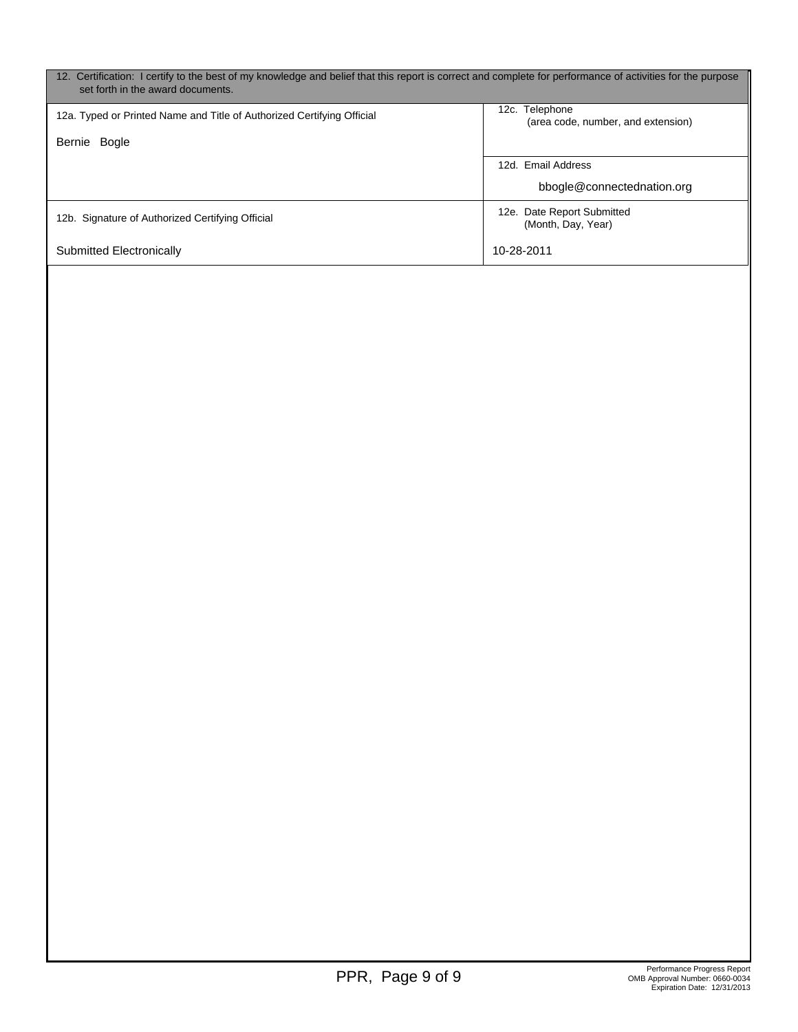| 12. Certification: I certify to the best of my knowledge and belief that this report is correct and complete for performance of activities for the purpose set forth in the award documents. | |
|---|---|
| 12a. Typed or Printed Name and Title of Authorized Certifying Official<br><br>Bernie Bogle | 12c. Telephone<br>(area code, number, and extension) |
| | 12d. Email Address<br><br>bbogle@connectednation.org |
| 12b. Signature of Authorized Certifying Official<br><br>Submitted Electronically | 12e. Date Report Submitted<br>(Month, Day, Year)<br><br>10-28-2011 |